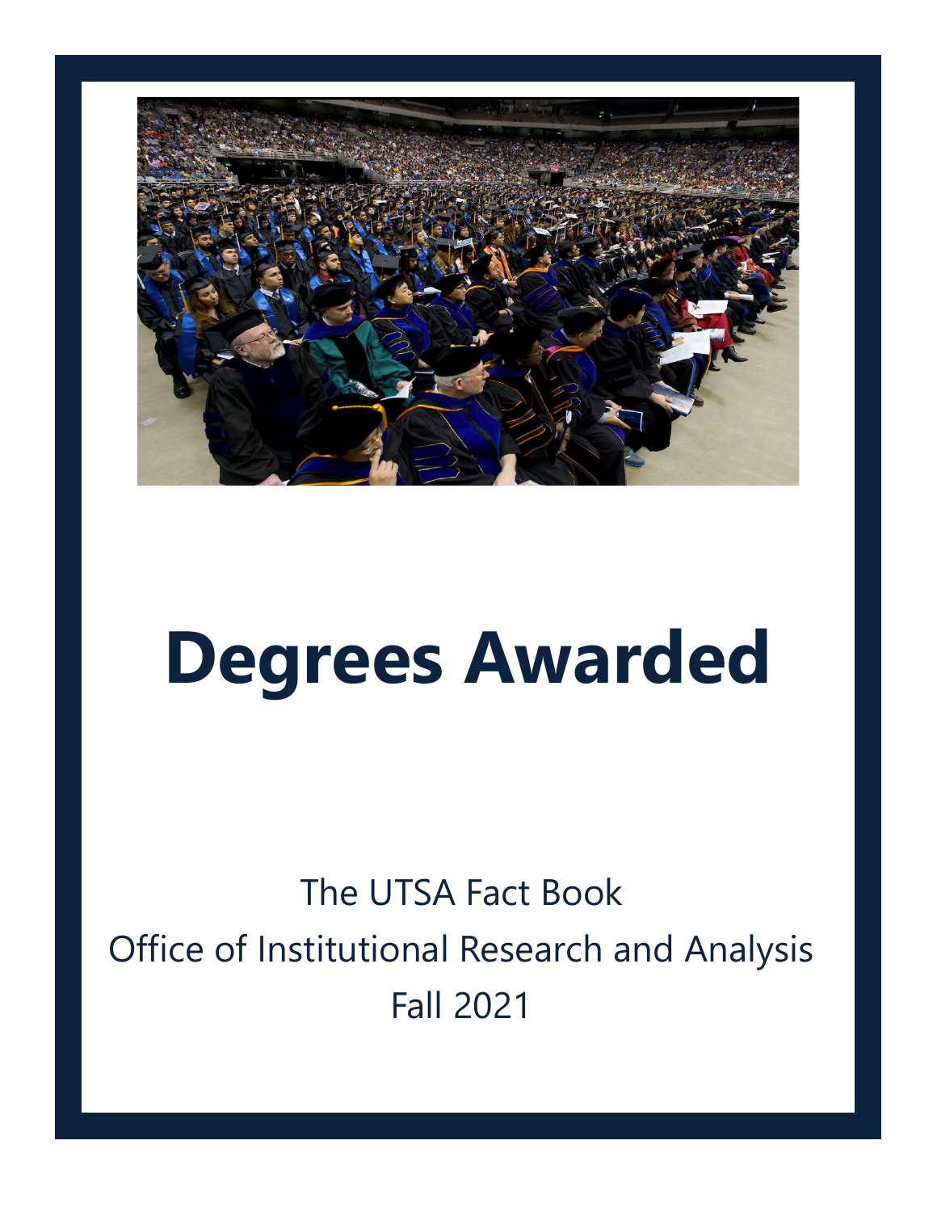# Degrees Awarded

The UTSA Fact Book

Office of Institutional Research and Analysis

Fall 2021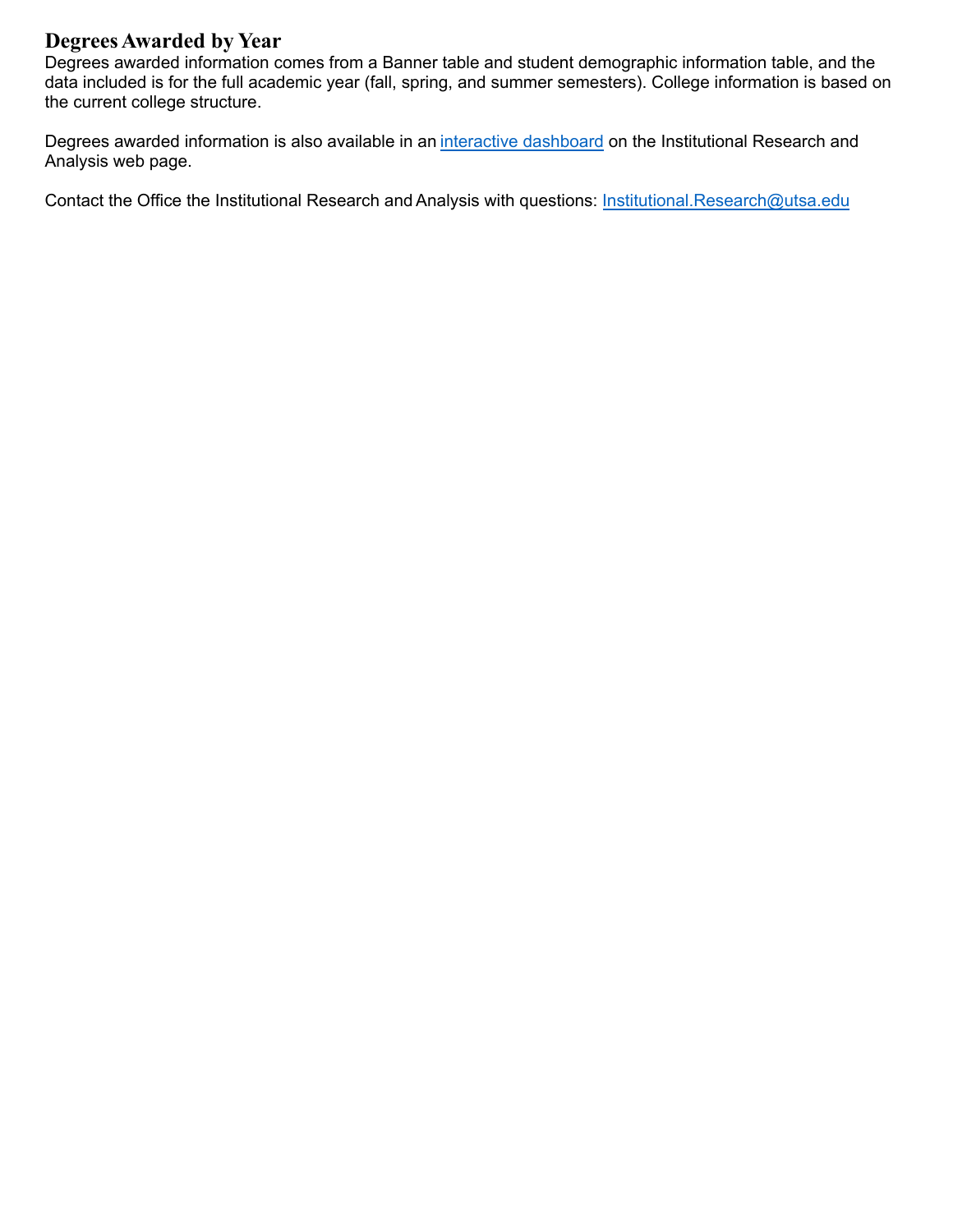# Degrees Awarded by Year

Degrees awarded information comes from a Banner table and student demographic information table, and the data included is for the full academic year (fall, spring, and summer semesters). College information is based on the current college structure.

Degrees awarded information is also available in an interactive dashboard on the Institutional Research and Analysis web page.

Contact the Office the Institutional Research and Analysis with questions: Institutional.Research@utsa.edu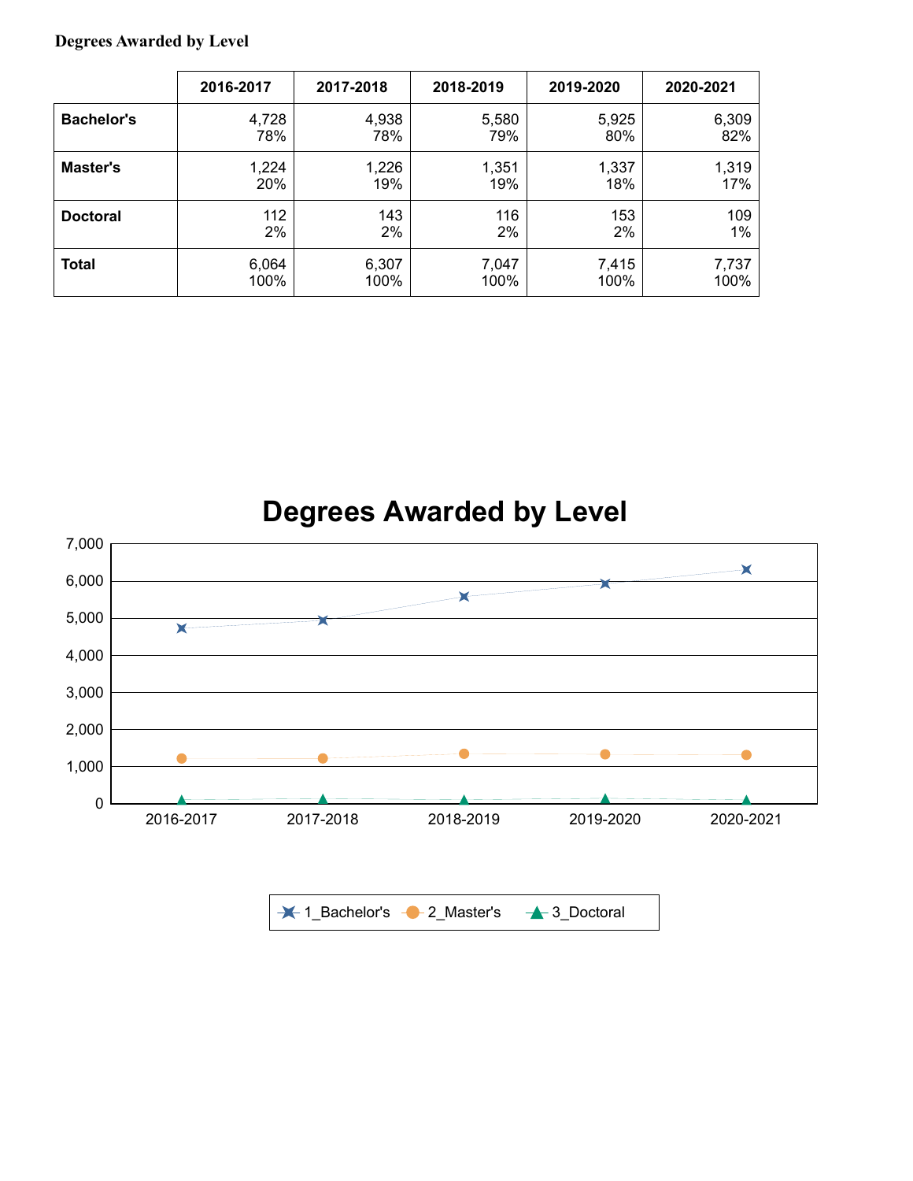**Degrees Awarded by Level**

| | 2016-2017 | 2017-2018 | 2018-2019 | 2019-2020 | 2020-2021 |
|---|---|---|---|---|---|
| **Bachelor's** | 4,728<br>78% | 4,938<br>78% | 5,580<br>79% | 5,925<br>80% | 6,309<br>82% |
| **Master's** | 1,224<br>20% | 1,226<br>19% | 1,351<br>19% | 1,337<br>18% | 1,319<br>17% |
| **Doctoral** | 112<br>2% | 143<br>2% | 116<br>2% | 153<br>2% | 109<br>1% |
| **Total** | 6,064<br>100% | 6,307<br>100% | 7,047<br>100% | 7,415<br>100% | 7,737<br>100% |

Degrees Awarded by Level

7,000
6,000
5,000
4,000
3,000
2,000
1,000
0

2016-2017 2017-2018 2018-2019 2019-2020 2020-2021

1_Bachelor's 2_Master's 3_Doctoral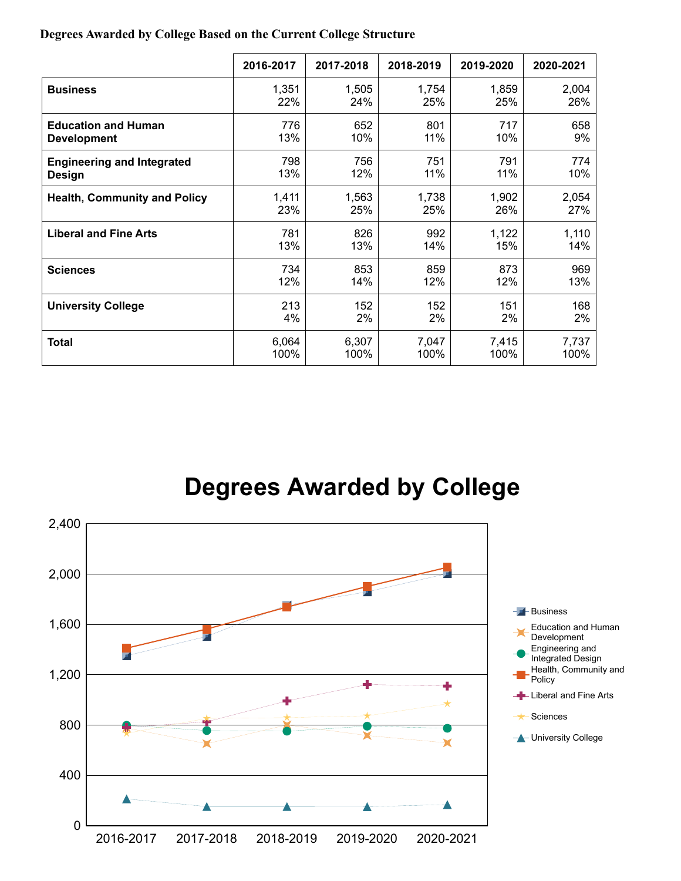**Degrees Awarded by College Based on the Current College Structure**

| | 2016-2017 | 2017-2018 | 2018-2019 | 2019-2020 | 2020-2021 |
|---|---|---|---|---|---|
| **Business** | 1,351<br>22% | 1,505<br>24% | 1,754<br>25% | 1,859<br>25% | 2,004<br>26% |
| **Education and Human Development** | 776<br>13% | 652<br>10% | 801<br>11% | 717<br>10% | 658<br>9% |
| **Engineering and Integrated Design** | 798<br>13% | 756<br>12% | 751<br>11% | 791<br>11% | 774<br>10% |
| **Health, Community and Policy** | 1,411<br>23% | 1,563<br>25% | 1,738<br>25% | 1,902<br>26% | 2,054<br>27% |
| **Liberal and Fine Arts** | 781<br>13% | 826<br>13% | 992<br>14% | 1,122<br>15% | 1,110<br>14% |
| **Sciences** | 734<br>12% | 853<br>14% | 859<br>12% | 873<br>12% | 969<br>13% |
| **University College** | 213<br>4% | 152<br>2% | 152<br>2% | 151<br>2% | 168<br>2% |
| **Total** | 6,064<br>100% | 6,307<br>100% | 7,047<br>100% | 7,415<br>100% | 7,737<br>100% |

# Degrees Awarded by College

2,400
2,000
1,600
1,200
800
400
0

2016-2017
2017-2018
2018-2019
2019-2020
2020-2021

Business
Education and Human Development
Engineering and Integrated Design
Health, Community and Policy
Liberal and Fine Arts
Sciences
University College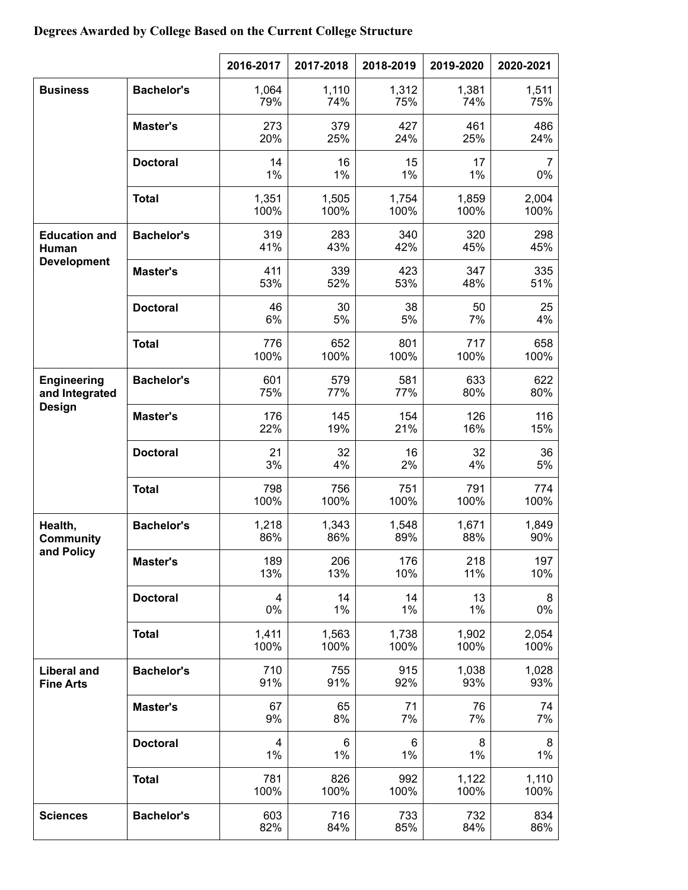**Degrees Awarded by College Based on the Current College Structure**

| | | 2016-2017 | 2017-2018 | 2018-2019 | 2019-2020 | 2020-2021 |
|---|---|---|---|---|---|---|
| **Business** | **Bachelor's** | 1,064 79% | 1,110 74% | 1,312 75% | 1,381 74% | 1,511 75% |
| | **Master's** | 273 20% | 379 25% | 427 24% | 461 25% | 486 24% |
| | **Doctoral** | 14 1% | 16 1% | 15 1% | 17 1% | 7 0% |
| | **Total** | 1,351 100% | 1,505 100% | 1,754 100% | 1,859 100% | 2,004 100% |
| **Education and Human Development** | **Bachelor's** | 319 41% | 283 43% | 340 42% | 320 45% | 298 45% |
| | **Master's** | 411 53% | 339 52% | 423 53% | 347 48% | 335 51% |
| | **Doctoral** | 46 6% | 30 5% | 38 5% | 50 7% | 25 4% |
| | **Total** | 776 100% | 652 100% | 801 100% | 717 100% | 658 100% |
| **Engineering and Integrated Design** | **Bachelor's** | 601 75% | 579 77% | 581 77% | 633 80% | 622 80% |
| | **Master's** | 176 22% | 145 19% | 154 21% | 126 16% | 116 15% |
| | **Doctoral** | 21 3% | 32 4% | 16 2% | 32 4% | 36 5% |
| | **Total** | 798 100% | 756 100% | 751 100% | 791 100% | 774 100% |
| **Health, Community and Policy** | **Bachelor's** | 1,218 86% | 1,343 86% | 1,548 89% | 1,671 88% | 1,849 90% |
| | **Master's** | 189 13% | 206 13% | 176 10% | 218 11% | 197 10% |
| | **Doctoral** | 4 0% | 14 1% | 14 1% | 13 1% | 8 0% |
| | **Total** | 1,411 100% | 1,563 100% | 1,738 100% | 1,902 100% | 2,054 100% |
| **Liberal and Fine Arts** | **Bachelor's** | 710 91% | 755 91% | 915 92% | 1,038 93% | 1,028 93% |
| | **Master's** | 67 9% | 65 8% | 71 7% | 76 7% | 74 7% |
| | **Doctoral** | 4 1% | 6 1% | 6 1% | 8 1% | 8 1% |
| | **Total** | 781 100% | 826 100% | 992 100% | 1,122 100% | 1,110 100% |
| **Sciences** | **Bachelor's** | 603 82% | 716 84% | 733 85% | 732 84% | 834 86% |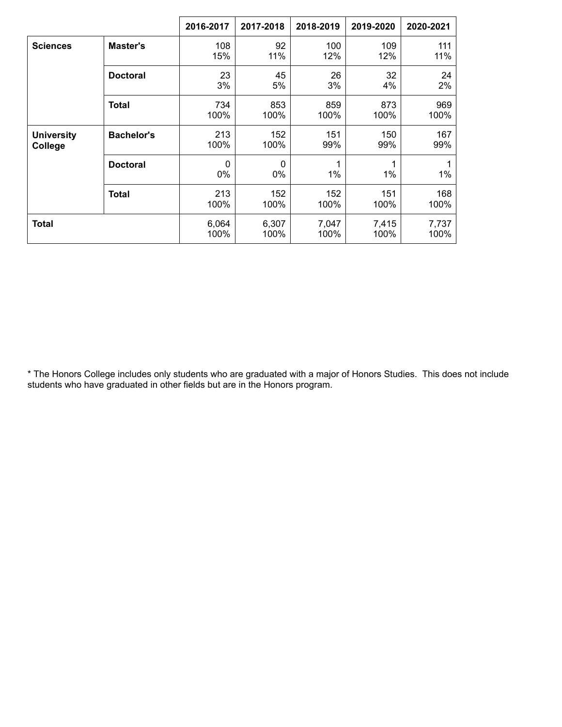| | | 2016-2017 | 2017-2018 | 2018-2019 | 2019-2020 | 2020-2021 |
|---|---|---|---|---|---|---|
| **Sciences** | **Master's** | 108<br>15% | 92<br>11% | 100<br>12% | 109<br>12% | 111<br>11% |
| | **Doctoral** | 23<br>3% | 45<br>5% | 26<br>3% | 32<br>4% | 24<br>2% |
| | **Total** | 734<br>100% | 853<br>100% | 859<br>100% | 873<br>100% | 969<br>100% |
| **University College** | **Bachelor's** | 213<br>100% | 152<br>100% | 151<br>99% | 150<br>99% | 167<br>99% |
| | **Doctoral** | 0<br>0% | 0<br>0% | 1<br>1% | 1<br>1% | 1<br>1% |
| | **Total** | 213<br>100% | 152<br>100% | 152<br>100% | 151<br>100% | 168<br>100% |
| **Total** | | 6,064<br>100% | 6,307<br>100% | 7,047<br>100% | 7,415<br>100% | 7,737<br>100% |

* The Honors College includes only students who are graduated with a major of Honors Studies. This does not include students who have graduated in other fields but are in the Honors program.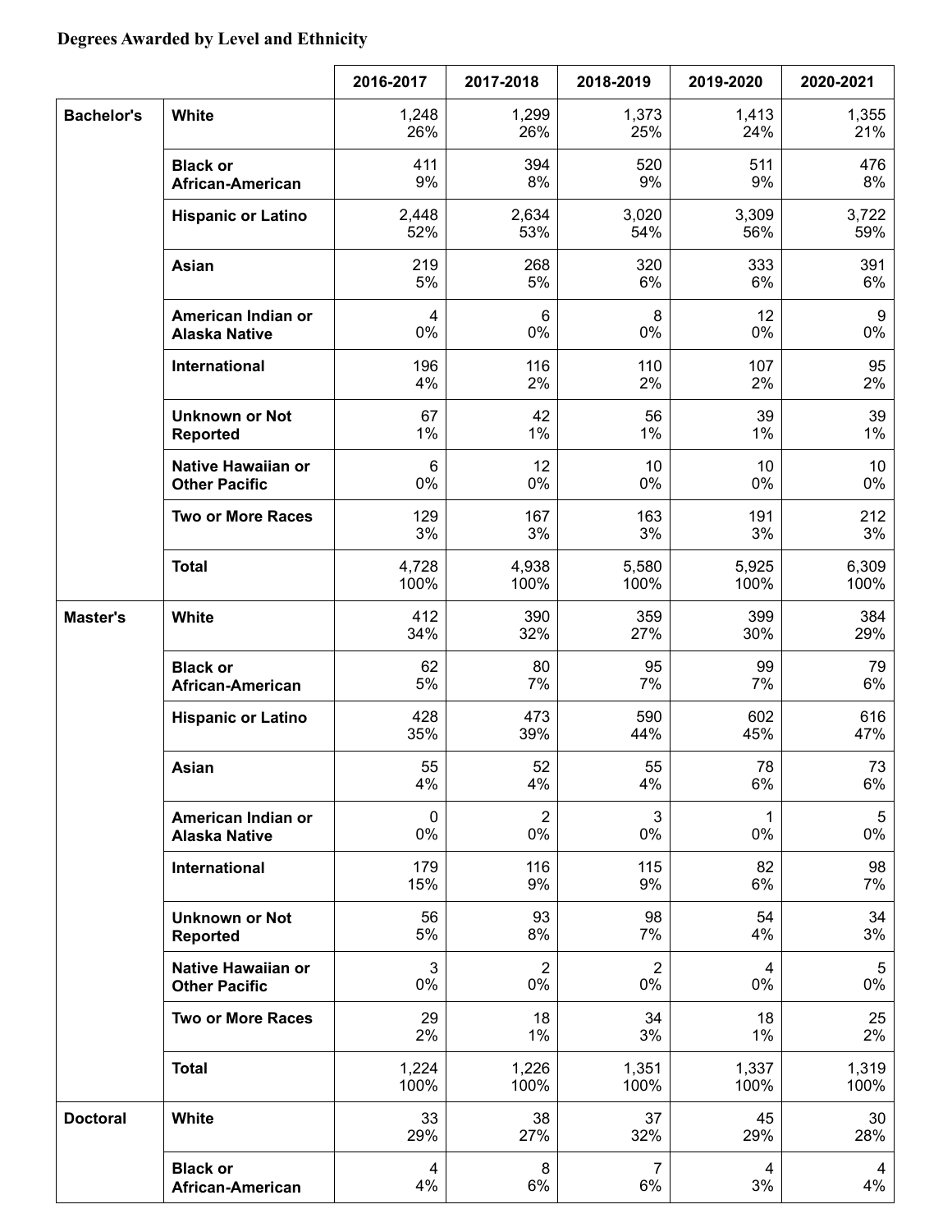**Degrees Awarded by Level and Ethnicity**

| | | 2016-2017 | 2017-2018 | 2018-2019 | 2019-2020 | 2020-2021 |
|---|---|---|---|---|---|---|
| **Bachelor's** | **White** | 1,248<br>26% | 1,299<br>26% | 1,373<br>25% | 1,413<br>24% | 1,355<br>21% |
| | **Black or African-American** | 411<br>9% | 394<br>8% | 520<br>9% | 511<br>9% | 476<br>8% |
| | **Hispanic or Latino** | 2,448<br>52% | 2,634<br>53% | 3,020<br>54% | 3,309<br>56% | 3,722<br>59% |
| | **Asian** | 219<br>5% | 268<br>5% | 320<br>6% | 333<br>6% | 391<br>6% |
| | **American Indian or Alaska Native** | 4<br>0% | 6<br>0% | 8<br>0% | 12<br>0% | 9<br>0% |
| | **International** | 196<br>4% | 116<br>2% | 110<br>2% | 107<br>2% | 95<br>2% |
| | **Unknown or Not Reported** | 67<br>1% | 42<br>1% | 56<br>1% | 39<br>1% | 39<br>1% |
| | **Native Hawaiian or Other Pacific** | 6<br>0% | 12<br>0% | 10<br>0% | 10<br>0% | 10<br>0% |
| | **Two or More Races** | 129<br>3% | 167<br>3% | 163<br>3% | 191<br>3% | 212<br>3% |
| | **Total** | 4,728<br>100% | 4,938<br>100% | 5,580<br>100% | 5,925<br>100% | 6,309<br>100% |
| **Master's** | **White** | 412<br>34% | 390<br>32% | 359<br>27% | 399<br>30% | 384<br>29% |
| | **Black or African-American** | 62<br>5% | 80<br>7% | 95<br>7% | 99<br>7% | 79<br>6% |
| | **Hispanic or Latino** | 428<br>35% | 473<br>39% | 590<br>44% | 602<br>45% | 616<br>47% |
| | **Asian** | 55<br>4% | 52<br>4% | 55<br>4% | 78<br>6% | 73<br>6% |
| | **American Indian or Alaska Native** | 0<br>0% | 2<br>0% | 3<br>0% | 1<br>0% | 5<br>0% |
| | **International** | 179<br>15% | 116<br>9% | 115<br>9% | 82<br>6% | 98<br>7% |
| | **Unknown or Not Reported** | 56<br>5% | 93<br>8% | 98<br>7% | 54<br>4% | 34<br>3% |
| | **Native Hawaiian or Other Pacific** | 3<br>0% | 2<br>0% | 2<br>0% | 4<br>0% | 5<br>0% |
| | **Two or More Races** | 29<br>2% | 18<br>1% | 34<br>3% | 18<br>1% | 25<br>2% |
| | **Total** | 1,224<br>100% | 1,226<br>100% | 1,351<br>100% | 1,337<br>100% | 1,319<br>100% |
| **Doctoral** | **White** | 33<br>29% | 38<br>27% | 37<br>32% | 45<br>29% | 30<br>28% |
| | **Black or African-American** | 4<br>4% | 8<br>6% | 7<br>6% | 4<br>3% | 4<br>4% |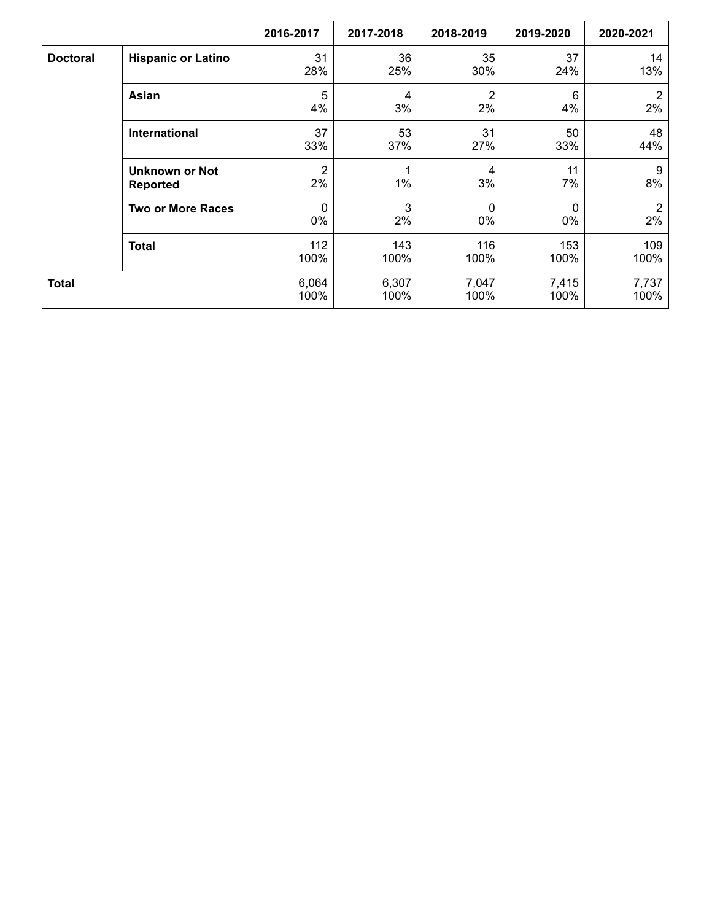| | | 2016-2017 | 2017-2018 | 2018-2019 | 2019-2020 | 2020-2021 |
|---|---|---|---|---|---|---|
| **Doctoral** | **Hispanic or Latino** | 31<br>28% | 36<br>25% | 35<br>30% | 37<br>24% | 14<br>13% |
| | **Asian** | 5<br>4% | 4<br>3% | 2<br>2% | 6<br>4% | 2<br>2% |
| | **International** | 37<br>33% | 53<br>37% | 31<br>27% | 50<br>33% | 48<br>44% |
| | **Unknown or Not Reported** | 2<br>2% | 1<br>1% | 4<br>3% | 11<br>7% | 9<br>8% |
| | **Two or More Races** | 0<br>0% | 3<br>2% | 0<br>0% | 0<br>0% | 2<br>2% |
| | **Total** | 112<br>100% | 143<br>100% | 116<br>100% | 153<br>100% | 109<br>100% |
| **Total** | | 6,064<br>100% | 6,307<br>100% | 7,047<br>100% | 7,415<br>100% | 7,737<br>100% |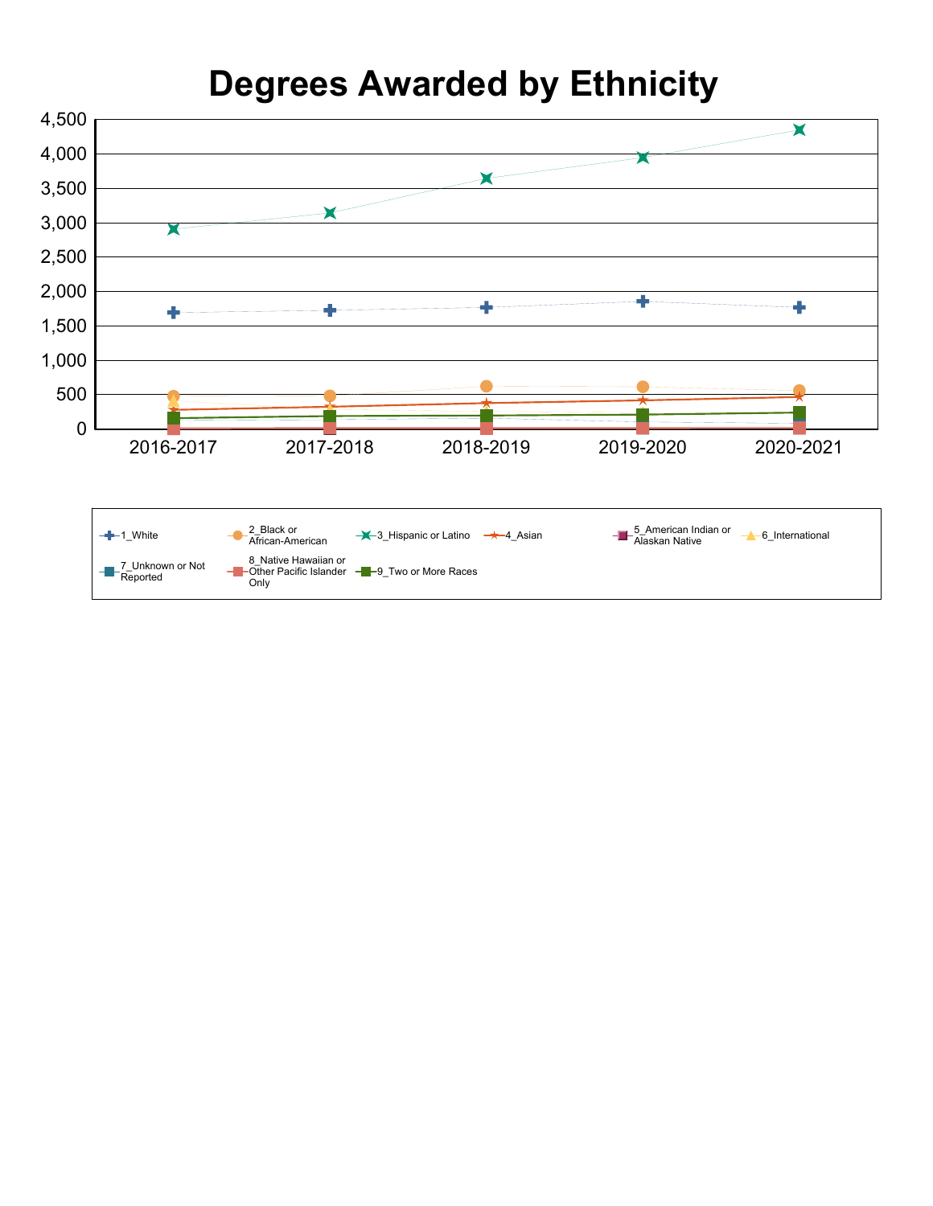# Degrees Awarded by Ethnicity

4,500
4,000
3,500
3,000
2,500
2,000
1,500
1,000
500
0

2016-2017 2017-2018 2018-2019 2019-2020 2020-2021

1_White
2_Black or African-American
3_Hispanic or Latino
4_Asian
5_American Indian or Alaskan Native
6_International
7_Unknown or Not Reported
8_Native Hawaiian or Other Pacific Islander Only
9_Two or More Races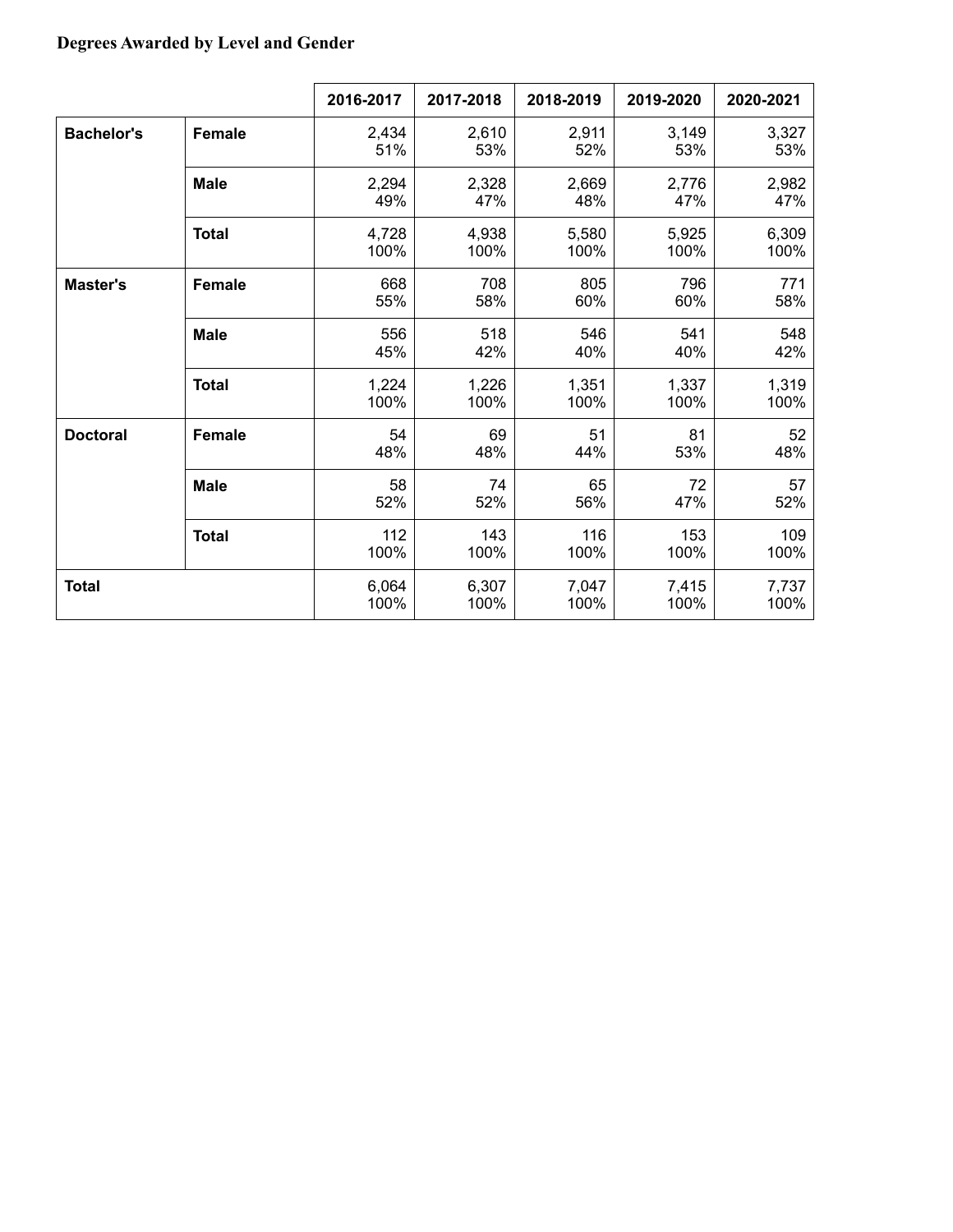**Degrees Awarded by Level and Gender**

| | | 2016-2017 | 2017-2018 | 2018-2019 | 2019-2020 | 2020-2021 |
|---|---|---|---|---|---|---|
| **Bachelor's** | **Female** | 2,434<br>51% | 2,610<br>53% | 2,911<br>52% | 3,149<br>53% | 3,327<br>53% |
| | **Male** | 2,294<br>49% | 2,328<br>47% | 2,669<br>48% | 2,776<br>47% | 2,982<br>47% |
| | **Total** | 4,728<br>100% | 4,938<br>100% | 5,580<br>100% | 5,925<br>100% | 6,309<br>100% |
| **Master's** | **Female** | 668<br>55% | 708<br>58% | 805<br>60% | 796<br>60% | 771<br>58% |
| | **Male** | 556<br>45% | 518<br>42% | 546<br>40% | 541<br>40% | 548<br>42% |
| | **Total** | 1,224<br>100% | 1,226<br>100% | 1,351<br>100% | 1,337<br>100% | 1,319<br>100% |
| **Doctoral** | **Female** | 54<br>48% | 69<br>48% | 51<br>44% | 81<br>53% | 52<br>48% |
| | **Male** | 58<br>52% | 74<br>52% | 65<br>56% | 72<br>47% | 57<br>52% |
| | **Total** | 112<br>100% | 143<br>100% | 116<br>100% | 153<br>100% | 109<br>100% |
| **Total** | | 6,064<br>100% | 6,307<br>100% | 7,047<br>100% | 7,415<br>100% | 7,737<br>100% |